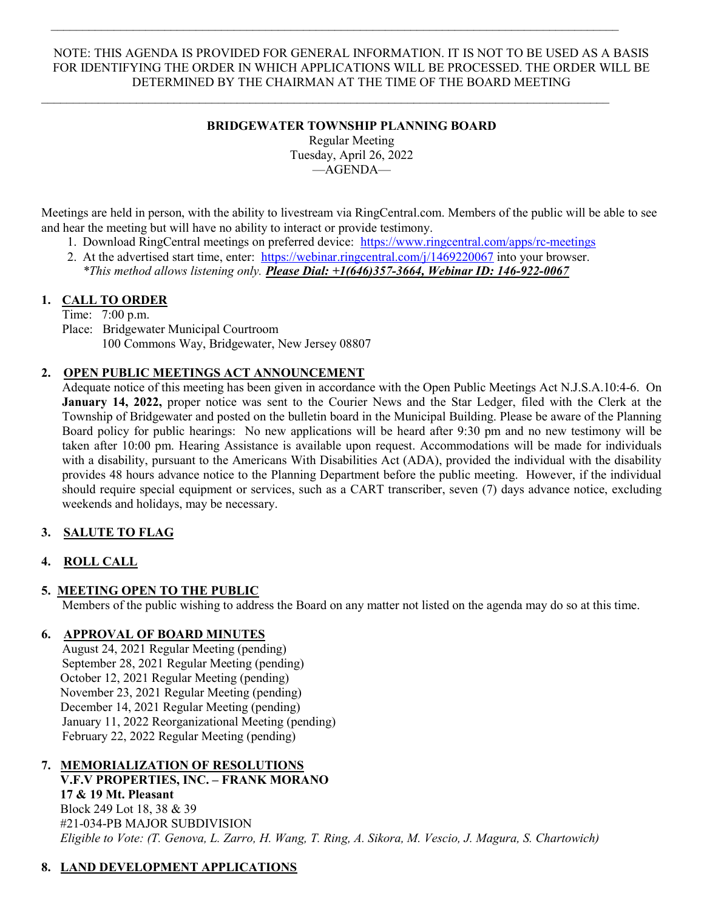---

NOTE: THIS AGENDA IS PROVIDED FOR GENERAL INFORMATION. IT IS NOT TO BE USED AS A BASIS FOR IDENTIFYING THE ORDER IN WHICH APPLICATIONS WILL BE PROCESSED. THE ORDER WILL BE DETERMINED BY THE CHAIRMAN AT THE TIME OF THE BOARD MEETING

---

**BRIDGEWATER TOWNSHIP PLANNING BOARD**

Regular Meeting
Tuesday, April 26, 2022
—AGENDA—

Meetings are held in person, with the ability to livestream via RingCentral.com. Members of the public will be able to see and hear the meeting but will have no ability to interact or provide testimony.

1. Download RingCentral meetings on preferred device: https://www.ringcentral.com/apps/rc-meetings
2. At the advertised start time, enter: https://webinar.ringcentral.com/j/1469220067 into your browser.
   *\*This method allows listening only.* ***Please Dial: +1(646)357-3664, Webinar ID: 146-922-0067***

## 1. CALL TO ORDER

Time: 7:00 p.m.
Place: Bridgewater Municipal Courtroom
100 Commons Way, Bridgewater, New Jersey 08807

## 2. OPEN PUBLIC MEETINGS ACT ANNOUNCEMENT

Adequate notice of this meeting has been given in accordance with the Open Public Meetings Act N.J.S.A.10:4-6. On **January 14, 2022,** proper notice was sent to the Courier News and the Star Ledger, filed with the Clerk at the Township of Bridgewater and posted on the bulletin board in the Municipal Building. Please be aware of the Planning Board policy for public hearings: No new applications will be heard after 9:30 pm and no new testimony will be taken after 10:00 pm. Hearing Assistance is available upon request. Accommodations will be made for individuals with a disability, pursuant to the Americans With Disabilities Act (ADA), provided the individual with the disability provides 48 hours advance notice to the Planning Department before the public meeting. However, if the individual should require special equipment or services, such as a CART transcriber, seven (7) days advance notice, excluding weekends and holidays, may be necessary.

## 3. SALUTE TO FLAG

## 4. ROLL CALL

## 5. MEETING OPEN TO THE PUBLIC

Members of the public wishing to address the Board on any matter not listed on the agenda may do so at this time.

## 6. APPROVAL OF BOARD MINUTES

August 24, 2021 Regular Meeting (pending)
September 28, 2021 Regular Meeting (pending)
October 12, 2021 Regular Meeting (pending)
November 23, 2021 Regular Meeting (pending)
December 14, 2021 Regular Meeting (pending)
January 11, 2022 Reorganizational Meeting (pending)
February 22, 2022 Regular Meeting (pending)

## 7. MEMORIALIZATION OF RESOLUTIONS

**V.F.V PROPERTIES, INC. – FRANK MORANO**
**17 & 19 Mt. Pleasant**
Block 249 Lot 18, 38 & 39
#21-034-PB MAJOR SUBDIVISION
*Eligible to Vote: (T. Genova, L. Zarro, H. Wang, T. Ring, A. Sikora, M. Vescio, J. Magura, S. Chartowich)*

## 8. LAND DEVELOPMENT APPLICATIONS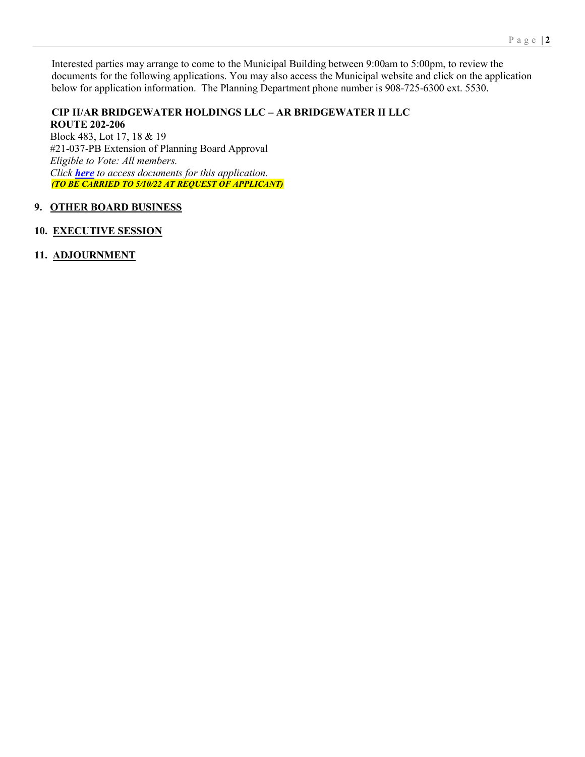Interested parties may arrange to come to the Municipal Building between 9:00am to 5:00pm, to review the documents for the following applications. You may also access the Municipal website and click on the application below for application information. The Planning Department phone number is 908-725-6300 ext. 5530.

**CIP II/AR BRIDGEWATER HOLDINGS LLC – AR BRIDGEWATER II LLC**
**ROUTE 202-206**
Block 483, Lot 17, 18 & 19
#21-037-PB Extension of Planning Board Approval
*Eligible to Vote: All members.*
*Click **here** to access documents for this application.*
***(TO BE CARRIED TO 5/10/22 AT REQUEST OF APPLICANT)***

9. **OTHER BOARD BUSINESS**

10. **EXECUTIVE SESSION**

11. **ADJOURNMENT**